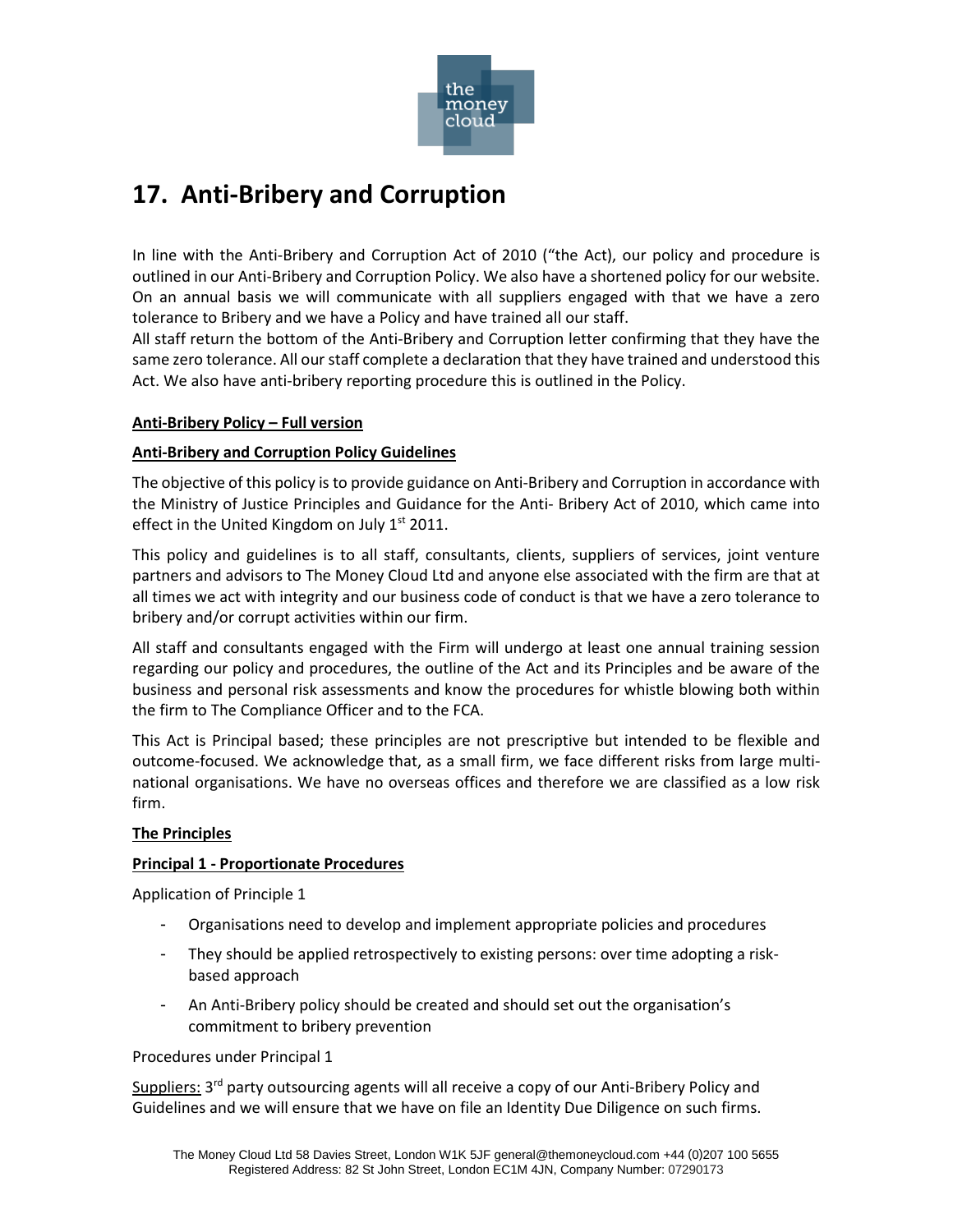# 17. Anti-Bribery and Corruption

In line with the Anti-Bribery and Corruption Act of 2010 ("the Act), our policy and procedure is outlined in our Anti-Bribery and Corruption Policy. We also have a shortened policy for our website. On an annual basis we will communicate with all suppliers engaged with that we have a zero tolerance to Bribery and we have a Policy and have trained all our staff.

All staff return the bottom of the Anti-Bribery and Corruption letter confirming that they have the same zero tolerance. All our staff complete a declaration that they have trained and understood this Act. We also have anti-bribery reporting procedure this is outlined in the Policy.

**Anti-Bribery Policy – Full version**

**Anti-Bribery and Corruption Policy Guidelines**

The objective of this policy is to provide guidance on Anti-Bribery and Corruption in accordance with the Ministry of Justice Principles and Guidance for the Anti- Bribery Act of 2010, which came into effect in the United Kingdom on July 1st 2011.

This policy and guidelines is to all staff, consultants, clients, suppliers of services, joint venture partners and advisors to The Money Cloud Ltd and anyone else associated with the firm are that at all times we act with integrity and our business code of conduct is that we have a zero tolerance to bribery and/or corrupt activities within our firm.

All staff and consultants engaged with the Firm will undergo at least one annual training session regarding our policy and procedures, the outline of the Act and its Principles and be aware of the business and personal risk assessments and know the procedures for whistle blowing both within the firm to The Compliance Officer and to the FCA.

This Act is Principal based; these principles are not prescriptive but intended to be flexible and outcome-focused. We acknowledge that, as a small firm, we face different risks from large multi-national organisations. We have no overseas offices and therefore we are classified as a low risk firm.

**The Principles**

**Principal 1 - Proportionate Procedures**

Application of Principle 1

- Organisations need to develop and implement appropriate policies and procedures
- They should be applied retrospectively to existing persons: over time adopting a risk-based approach
- An Anti-Bribery policy should be created and should set out the organisation's commitment to bribery prevention

Procedures under Principal 1

Suppliers: 3rd party outsourcing agents will all receive a copy of our Anti-Bribery Policy and Guidelines and we will ensure that we have on file an Identity Due Diligence on such firms.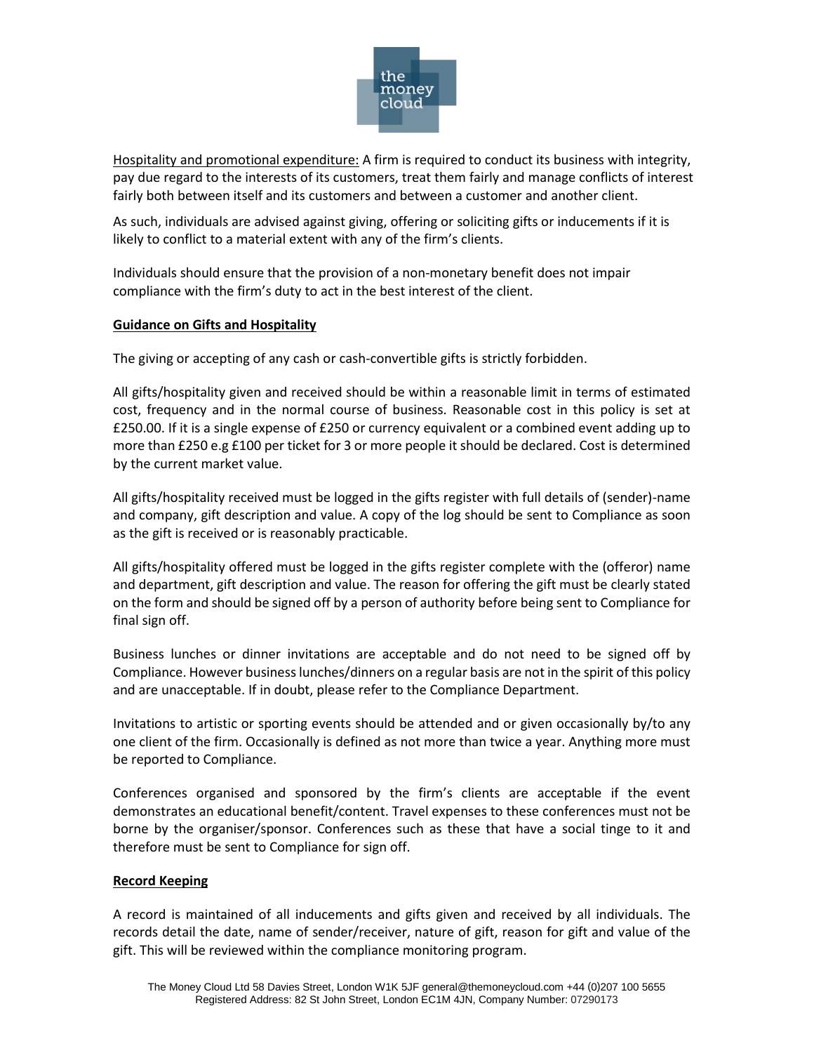Hospitality and promotional expenditure: A firm is required to conduct its business with integrity, pay due regard to the interests of its customers, treat them fairly and manage conflicts of interest fairly both between itself and its customers and between a customer and another client.

As such, individuals are advised against giving, offering or soliciting gifts or inducements if it is likely to conflict to a material extent with any of the firm's clients.

Individuals should ensure that the provision of a non-monetary benefit does not impair compliance with the firm's duty to act in the best interest of the client.

## Guidance on Gifts and Hospitality

The giving or accepting of any cash or cash-convertible gifts is strictly forbidden.

All gifts/hospitality given and received should be within a reasonable limit in terms of estimated cost, frequency and in the normal course of business. Reasonable cost in this policy is set at £250.00. If it is a single expense of £250 or currency equivalent or a combined event adding up to more than £250 e.g £100 per ticket for 3 or more people it should be declared. Cost is determined by the current market value.

All gifts/hospitality received must be logged in the gifts register with full details of (sender)-name and company, gift description and value. A copy of the log should be sent to Compliance as soon as the gift is received or is reasonably practicable.

All gifts/hospitality offered must be logged in the gifts register complete with the (offeror) name and department, gift description and value. The reason for offering the gift must be clearly stated on the form and should be signed off by a person of authority before being sent to Compliance for final sign off.

Business lunches or dinner invitations are acceptable and do not need to be signed off by Compliance. However business lunches/dinners on a regular basis are not in the spirit of this policy and are unacceptable. If in doubt, please refer to the Compliance Department.

Invitations to artistic or sporting events should be attended and or given occasionally by/to any one client of the firm. Occasionally is defined as not more than twice a year. Anything more must be reported to Compliance.

Conferences organised and sponsored by the firm's clients are acceptable if the event demonstrates an educational benefit/content. Travel expenses to these conferences must not be borne by the organiser/sponsor. Conferences such as these that have a social tinge to it and therefore must be sent to Compliance for sign off.

## Record Keeping

A record is maintained of all inducements and gifts given and received by all individuals. The records detail the date, name of sender/receiver, nature of gift, reason for gift and value of the gift. This will be reviewed within the compliance monitoring program.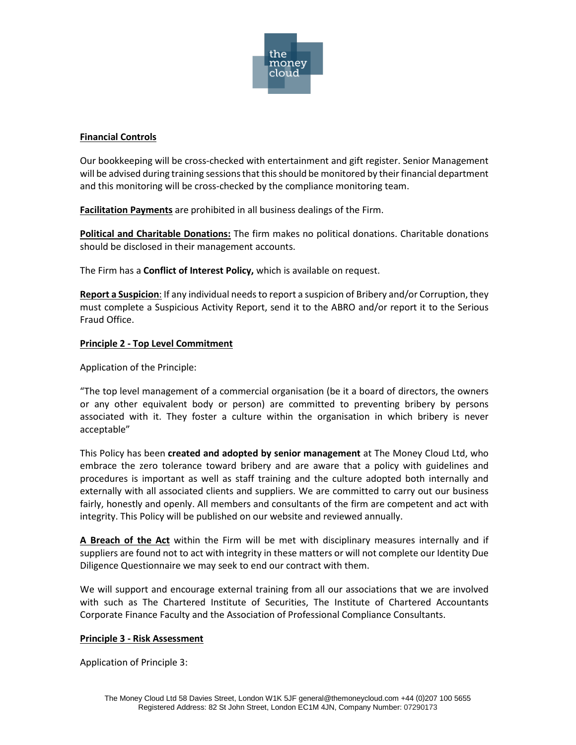**Financial Controls**

Our bookkeeping will be cross-checked with entertainment and gift register. Senior Management will be advised during training sessions that this should be monitored by their financial department and this monitoring will be cross-checked by the compliance monitoring team.

**Facilitation Payments** are prohibited in all business dealings of the Firm.

**Political and Charitable Donations:** The firm makes no political donations. Charitable donations should be disclosed in their management accounts.

The Firm has a **Conflict of Interest Policy,** which is available on request.

**Report a Suspicion**: If any individual needs to report a suspicion of Bribery and/or Corruption, they must complete a Suspicious Activity Report, send it to the ABRO and/or report it to the Serious Fraud Office.

**Principle 2 - Top Level Commitment**

Application of the Principle:

"The top level management of a commercial organisation (be it a board of directors, the owners or any other equivalent body or person) are committed to preventing bribery by persons associated with it. They foster a culture within the organisation in which bribery is never acceptable"

This Policy has been **created and adopted by senior management** at The Money Cloud Ltd, who embrace the zero tolerance toward bribery and are aware that a policy with guidelines and procedures is important as well as staff training and the culture adopted both internally and externally with all associated clients and suppliers. We are committed to carry out our business fairly, honestly and openly. All members and consultants of the firm are competent and act with integrity. This Policy will be published on our website and reviewed annually.

**A Breach of the Act** within the Firm will be met with disciplinary measures internally and if suppliers are found not to act with integrity in these matters or will not complete our Identity Due Diligence Questionnaire we may seek to end our contract with them.

We will support and encourage external training from all our associations that we are involved with such as The Chartered Institute of Securities, The Institute of Chartered Accountants Corporate Finance Faculty and the Association of Professional Compliance Consultants.

**Principle 3 - Risk Assessment**

Application of Principle 3: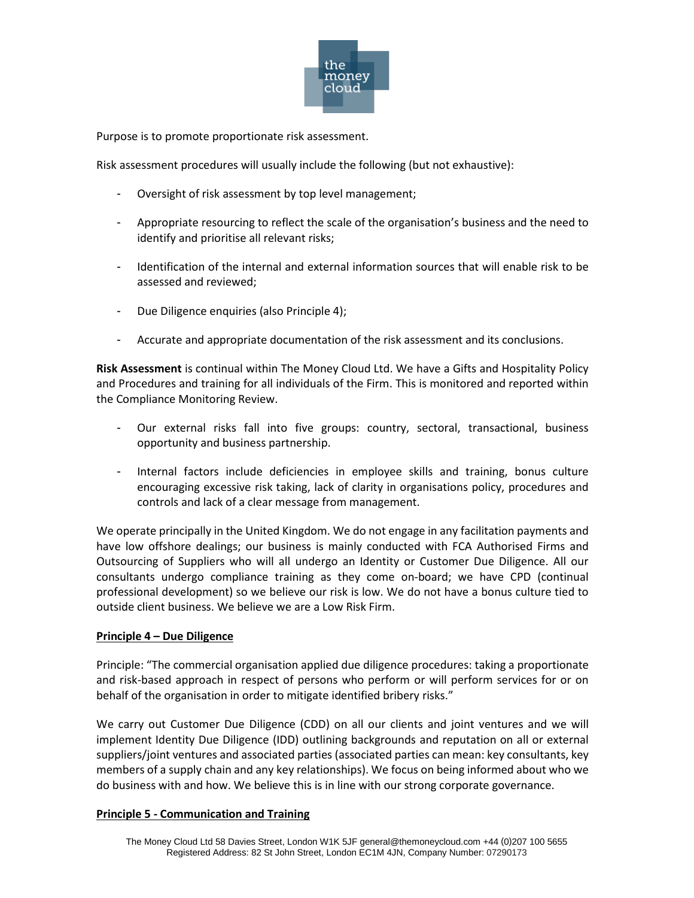Purpose is to promote proportionate risk assessment.

Risk assessment procedures will usually include the following (but not exhaustive):

- Oversight of risk assessment by top level management;
- Appropriate resourcing to reflect the scale of the organisation's business and the need to identify and prioritise all relevant risks;
- Identification of the internal and external information sources that will enable risk to be assessed and reviewed;
- Due Diligence enquiries (also Principle 4);
- Accurate and appropriate documentation of the risk assessment and its conclusions.

**Risk Assessment** is continual within The Money Cloud Ltd. We have a Gifts and Hospitality Policy and Procedures and training for all individuals of the Firm. This is monitored and reported within the Compliance Monitoring Review.

- Our external risks fall into five groups: country, sectoral, transactional, business opportunity and business partnership.
- Internal factors include deficiencies in employee skills and training, bonus culture encouraging excessive risk taking, lack of clarity in organisations policy, procedures and controls and lack of a clear message from management.

We operate principally in the United Kingdom. We do not engage in any facilitation payments and have low offshore dealings; our business is mainly conducted with FCA Authorised Firms and Outsourcing of Suppliers who will all undergo an Identity or Customer Due Diligence. All our consultants undergo compliance training as they come on-board; we have CPD (continual professional development) so we believe our risk is low. We do not have a bonus culture tied to outside client business. We believe we are a Low Risk Firm.

**Principle 4 – Due Diligence**

Principle: "The commercial organisation applied due diligence procedures: taking a proportionate and risk-based approach in respect of persons who perform or will perform services for or on behalf of the organisation in order to mitigate identified bribery risks."

We carry out Customer Due Diligence (CDD) on all our clients and joint ventures and we will implement Identity Due Diligence (IDD) outlining backgrounds and reputation on all or external suppliers/joint ventures and associated parties (associated parties can mean: key consultants, key members of a supply chain and any key relationships). We focus on being informed about who we do business with and how. We believe this is in line with our strong corporate governance.

**Principle 5 - Communication and Training**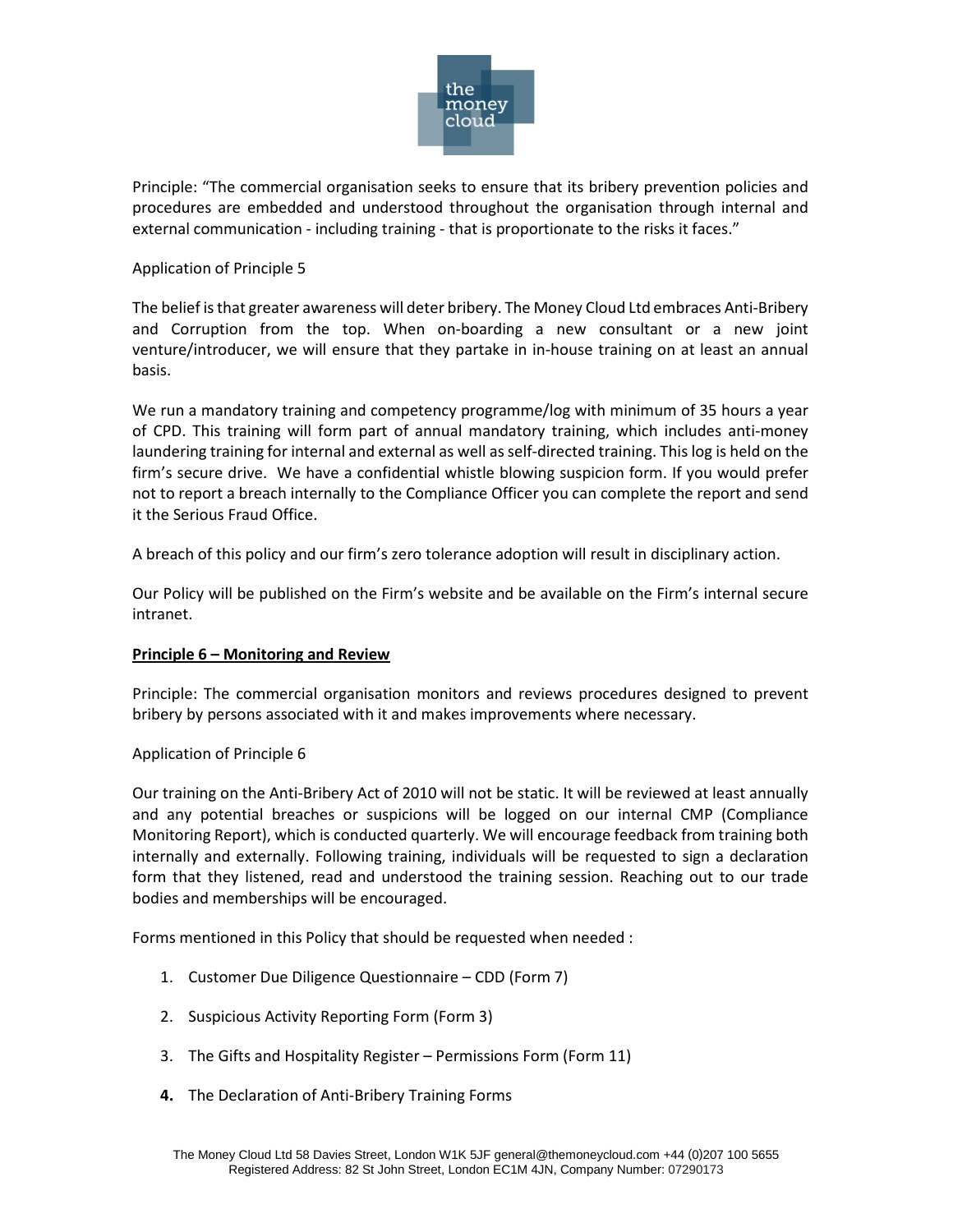Principle: "The commercial organisation seeks to ensure that its bribery prevention policies and procedures are embedded and understood throughout the organisation through internal and external communication - including training - that is proportionate to the risks it faces."

Application of Principle 5

The belief is that greater awareness will deter bribery. The Money Cloud Ltd embraces Anti-Bribery and Corruption from the top. When on-boarding a new consultant or a new joint venture/introducer, we will ensure that they partake in in-house training on at least an annual basis.

We run a mandatory training and competency programme/log with minimum of 35 hours a year of CPD. This training will form part of annual mandatory training, which includes anti-money laundering training for internal and external as well as self-directed training. This log is held on the firm's secure drive. We have a confidential whistle blowing suspicion form. If you would prefer not to report a breach internally to the Compliance Officer you can complete the report and send it the Serious Fraud Office.

A breach of this policy and our firm's zero tolerance adoption will result in disciplinary action.

Our Policy will be published on the Firm's website and be available on the Firm's internal secure intranet.

**Principle 6 – Monitoring and Review**

Principle: The commercial organisation monitors and reviews procedures designed to prevent bribery by persons associated with it and makes improvements where necessary.

Application of Principle 6

Our training on the Anti-Bribery Act of 2010 will not be static. It will be reviewed at least annually and any potential breaches or suspicions will be logged on our internal CMP (Compliance Monitoring Report), which is conducted quarterly. We will encourage feedback from training both internally and externally. Following training, individuals will be requested to sign a declaration form that they listened, read and understood the training session. Reaching out to our trade bodies and memberships will be encouraged.

Forms mentioned in this Policy that should be requested when needed :

1. Customer Due Diligence Questionnaire – CDD (Form 7)
2. Suspicious Activity Reporting Form (Form 3)
3. The Gifts and Hospitality Register – Permissions Form (Form 11)
4. The Declaration of Anti-Bribery Training Forms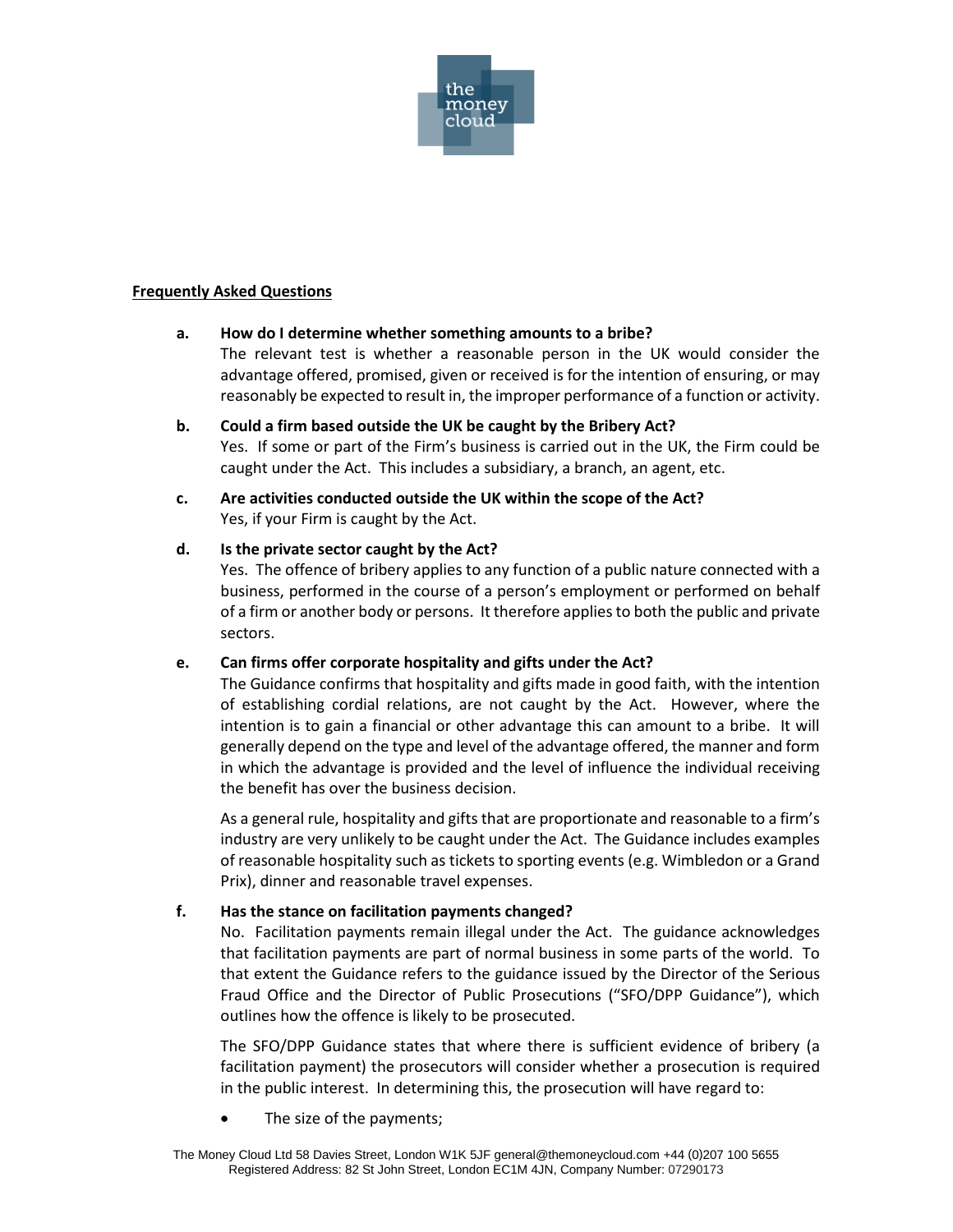**Frequently Asked Questions**

**a. How do I determine whether something amounts to a bribe?**

The relevant test is whether a reasonable person in the UK would consider the advantage offered, promised, given or received is for the intention of ensuring, or may reasonably be expected to result in, the improper performance of a function or activity.

**b. Could a firm based outside the UK be caught by the Bribery Act?**

Yes. If some or part of the Firm's business is carried out in the UK, the Firm could be caught under the Act. This includes a subsidiary, a branch, an agent, etc.

**c. Are activities conducted outside the UK within the scope of the Act?**

Yes, if your Firm is caught by the Act.

**d. Is the private sector caught by the Act?**

Yes. The offence of bribery applies to any function of a public nature connected with a business, performed in the course of a person's employment or performed on behalf of a firm or another body or persons. It therefore applies to both the public and private sectors.

**e. Can firms offer corporate hospitality and gifts under the Act?**

The Guidance confirms that hospitality and gifts made in good faith, with the intention of establishing cordial relations, are not caught by the Act. However, where the intention is to gain a financial or other advantage this can amount to a bribe. It will generally depend on the type and level of the advantage offered, the manner and form in which the advantage is provided and the level of influence the individual receiving the benefit has over the business decision.

As a general rule, hospitality and gifts that are proportionate and reasonable to a firm's industry are very unlikely to be caught under the Act. The Guidance includes examples of reasonable hospitality such as tickets to sporting events (e.g. Wimbledon or a Grand Prix), dinner and reasonable travel expenses.

**f. Has the stance on facilitation payments changed?**

No. Facilitation payments remain illegal under the Act. The guidance acknowledges that facilitation payments are part of normal business in some parts of the world. To that extent the Guidance refers to the guidance issued by the Director of the Serious Fraud Office and the Director of Public Prosecutions ("SFO/DPP Guidance"), which outlines how the offence is likely to be prosecuted.

The SFO/DPP Guidance states that where there is sufficient evidence of bribery (a facilitation payment) the prosecutors will consider whether a prosecution is required in the public interest. In determining this, the prosecution will have regard to:

- The size of the payments;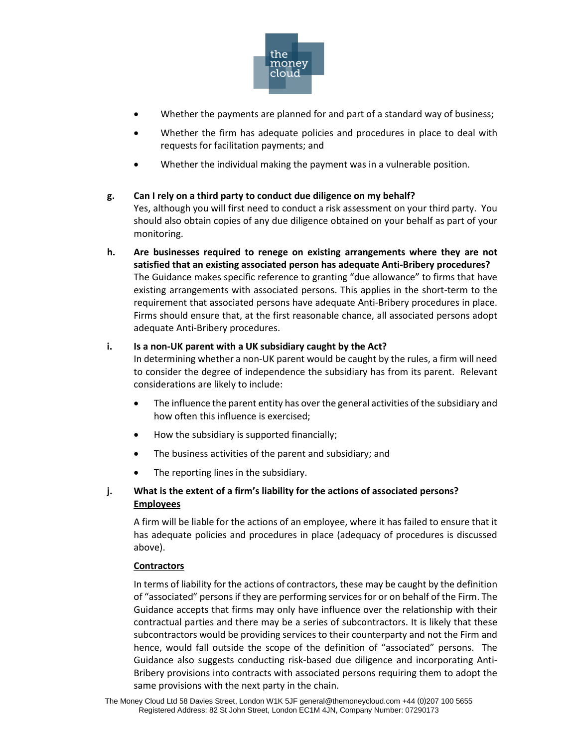- Whether the payments are planned for and part of a standard way of business;
- Whether the firm has adequate policies and procedures in place to deal with requests for facilitation payments; and
- Whether the individual making the payment was in a vulnerable position.

**g. Can I rely on a third party to conduct due diligence on my behalf?**

Yes, although you will first need to conduct a risk assessment on your third party. You should also obtain copies of any due diligence obtained on your behalf as part of your monitoring.

**h. Are businesses required to renege on existing arrangements where they are not satisfied that an existing associated person has adequate Anti-Bribery procedures?**

The Guidance makes specific reference to granting "due allowance" to firms that have existing arrangements with associated persons. This applies in the short-term to the requirement that associated persons have adequate Anti-Bribery procedures in place. Firms should ensure that, at the first reasonable chance, all associated persons adopt adequate Anti-Bribery procedures.

**i. Is a non-UK parent with a UK subsidiary caught by the Act?**

In determining whether a non-UK parent would be caught by the rules, a firm will need to consider the degree of independence the subsidiary has from its parent. Relevant considerations are likely to include:

- The influence the parent entity has over the general activities of the subsidiary and how often this influence is exercised;
- How the subsidiary is supported financially;
- The business activities of the parent and subsidiary; and
- The reporting lines in the subsidiary.

**j. What is the extent of a firm's liability for the actions of associated persons?**

**Employees**

A firm will be liable for the actions of an employee, where it has failed to ensure that it has adequate policies and procedures in place (adequacy of procedures is discussed above).

**Contractors**

In terms of liability for the actions of contractors, these may be caught by the definition of "associated" persons if they are performing services for or on behalf of the Firm. The Guidance accepts that firms may only have influence over the relationship with their contractual parties and there may be a series of subcontractors. It is likely that these subcontractors would be providing services to their counterparty and not the Firm and hence, would fall outside the scope of the definition of "associated" persons. The Guidance also suggests conducting risk-based due diligence and incorporating Anti-Bribery provisions into contracts with associated persons requiring them to adopt the same provisions with the next party in the chain.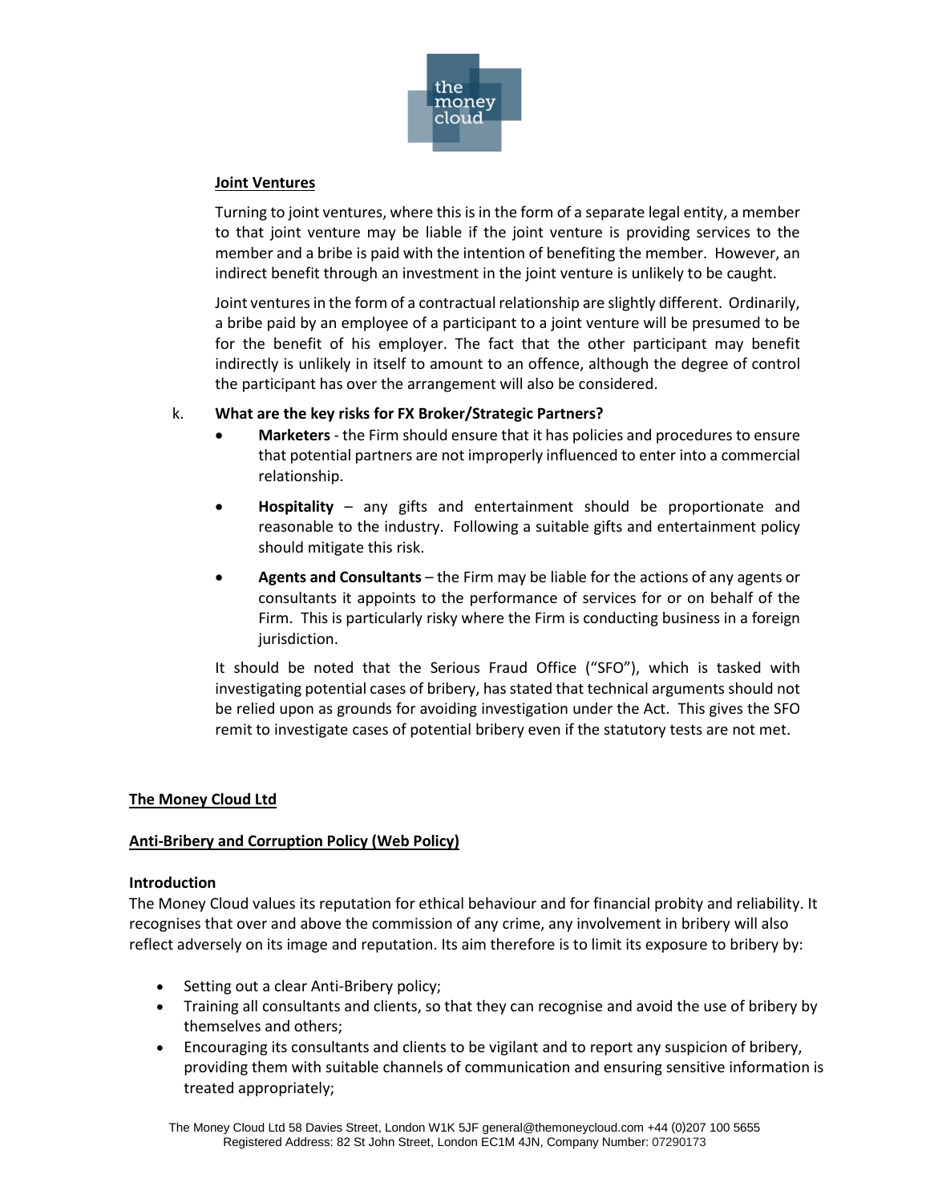**Joint Ventures**

Turning to joint ventures, where this is in the form of a separate legal entity, a member to that joint venture may be liable if the joint venture is providing services to the member and a bribe is paid with the intention of benefiting the member. However, an indirect benefit through an investment in the joint venture is unlikely to be caught.

Joint ventures in the form of a contractual relationship are slightly different. Ordinarily, a bribe paid by an employee of a participant to a joint venture will be presumed to be for the benefit of his employer. The fact that the other participant may benefit indirectly is unlikely in itself to amount to an offence, although the degree of control the participant has over the arrangement will also be considered.

k. **What are the key risks for FX Broker/Strategic Partners?**

- **Marketers** - the Firm should ensure that it has policies and procedures to ensure that potential partners are not improperly influenced to enter into a commercial relationship.
- **Hospitality** – any gifts and entertainment should be proportionate and reasonable to the industry. Following a suitable gifts and entertainment policy should mitigate this risk.
- **Agents and Consultants** – the Firm may be liable for the actions of any agents or consultants it appoints to the performance of services for or on behalf of the Firm. This is particularly risky where the Firm is conducting business in a foreign jurisdiction.

It should be noted that the Serious Fraud Office ("SFO"), which is tasked with investigating potential cases of bribery, has stated that technical arguments should not be relied upon as grounds for avoiding investigation under the Act. This gives the SFO remit to investigate cases of potential bribery even if the statutory tests are not met.

**The Money Cloud Ltd**

**Anti-Bribery and Corruption Policy (Web Policy)**

**Introduction**

The Money Cloud values its reputation for ethical behaviour and for financial probity and reliability. It recognises that over and above the commission of any crime, any involvement in bribery will also reflect adversely on its image and reputation. Its aim therefore is to limit its exposure to bribery by:

- Setting out a clear Anti-Bribery policy;
- Training all consultants and clients, so that they can recognise and avoid the use of bribery by themselves and others;
- Encouraging its consultants and clients to be vigilant and to report any suspicion of bribery, providing them with suitable channels of communication and ensuring sensitive information is treated appropriately;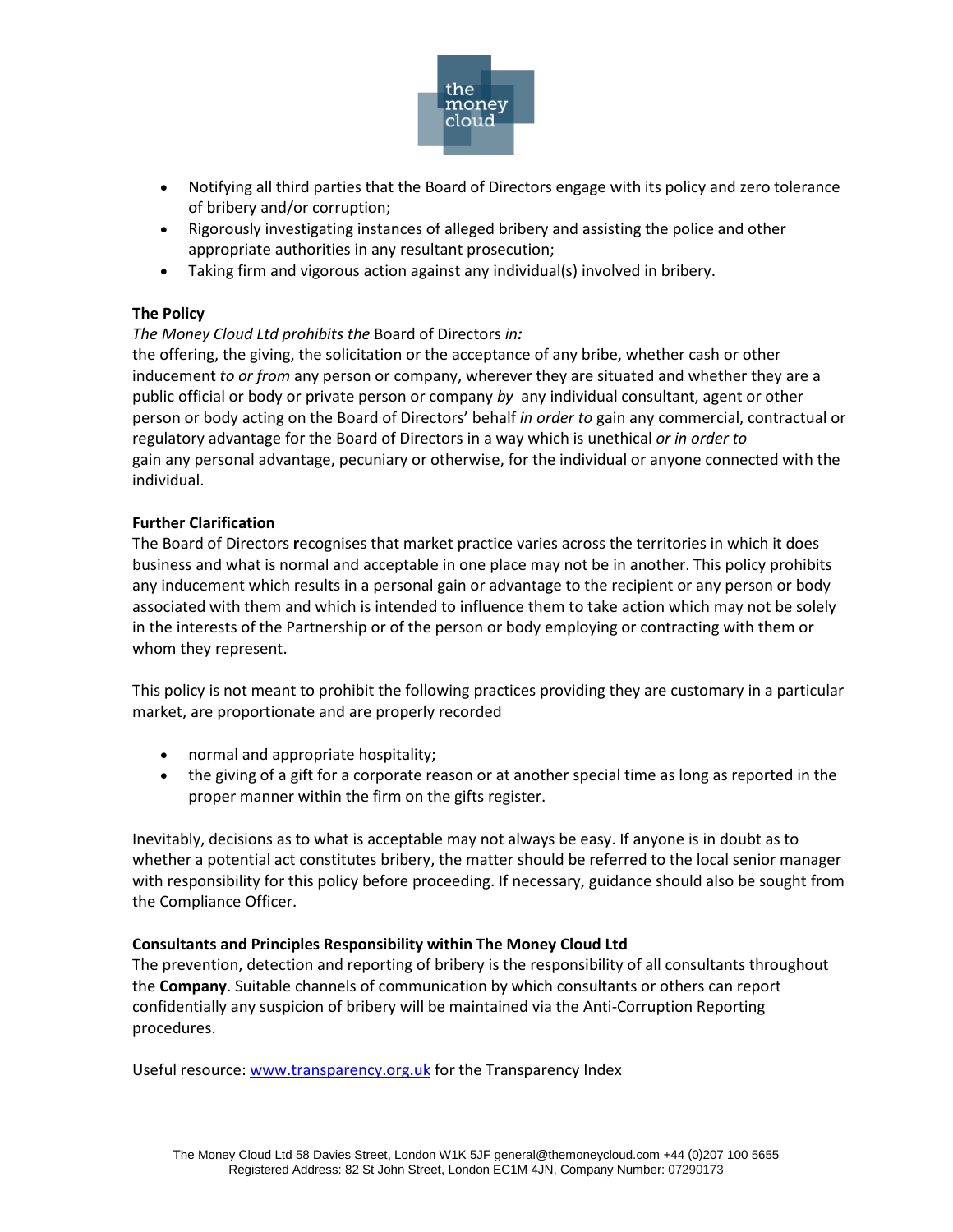- Notifying all third parties that the Board of Directors engage with its policy and zero tolerance of bribery and/or corruption;
- Rigorously investigating instances of alleged bribery and assisting the police and other appropriate authorities in any resultant prosecution;
- Taking firm and vigorous action against any individual(s) involved in bribery.

**The Policy**

*The Money Cloud Ltd prohibits the* Board of Directors *in:*
the offering, the giving, the solicitation or the acceptance of any bribe, whether cash or other inducement *to or from* any person or company, wherever they are situated and whether they are a public official or body or private person or company *by* any individual consultant, agent or other person or body acting on the Board of Directors' behalf *in order to* gain any commercial, contractual or regulatory advantage for the Board of Directors in a way which is unethical *or in order to* gain any personal advantage, pecuniary or otherwise, for the individual or anyone connected with the individual.

**Further Clarification**

The Board of Directors **r**ecognises that market practice varies across the territories in which it does business and what is normal and acceptable in one place may not be in another. This policy prohibits any inducement which results in a personal gain or advantage to the recipient or any person or body associated with them and which is intended to influence them to take action which may not be solely in the interests of the Partnership or of the person or body employing or contracting with them or whom they represent.

This policy is not meant to prohibit the following practices providing they are customary in a particular market, are proportionate and are properly recorded

- normal and appropriate hospitality;
- the giving of a gift for a corporate reason or at another special time as long as reported in the proper manner within the firm on the gifts register.

Inevitably, decisions as to what is acceptable may not always be easy. If anyone is in doubt as to whether a potential act constitutes bribery, the matter should be referred to the local senior manager with responsibility for this policy before proceeding. If necessary, guidance should also be sought from the Compliance Officer.

**Consultants and Principles Responsibility within The Money Cloud Ltd**

The prevention, detection and reporting of bribery is the responsibility of all consultants throughout the **Company**. Suitable channels of communication by which consultants or others can report confidentially any suspicion of bribery will be maintained via the Anti-Corruption Reporting procedures.

Useful resource: www.transparency.org.uk for the Transparency Index